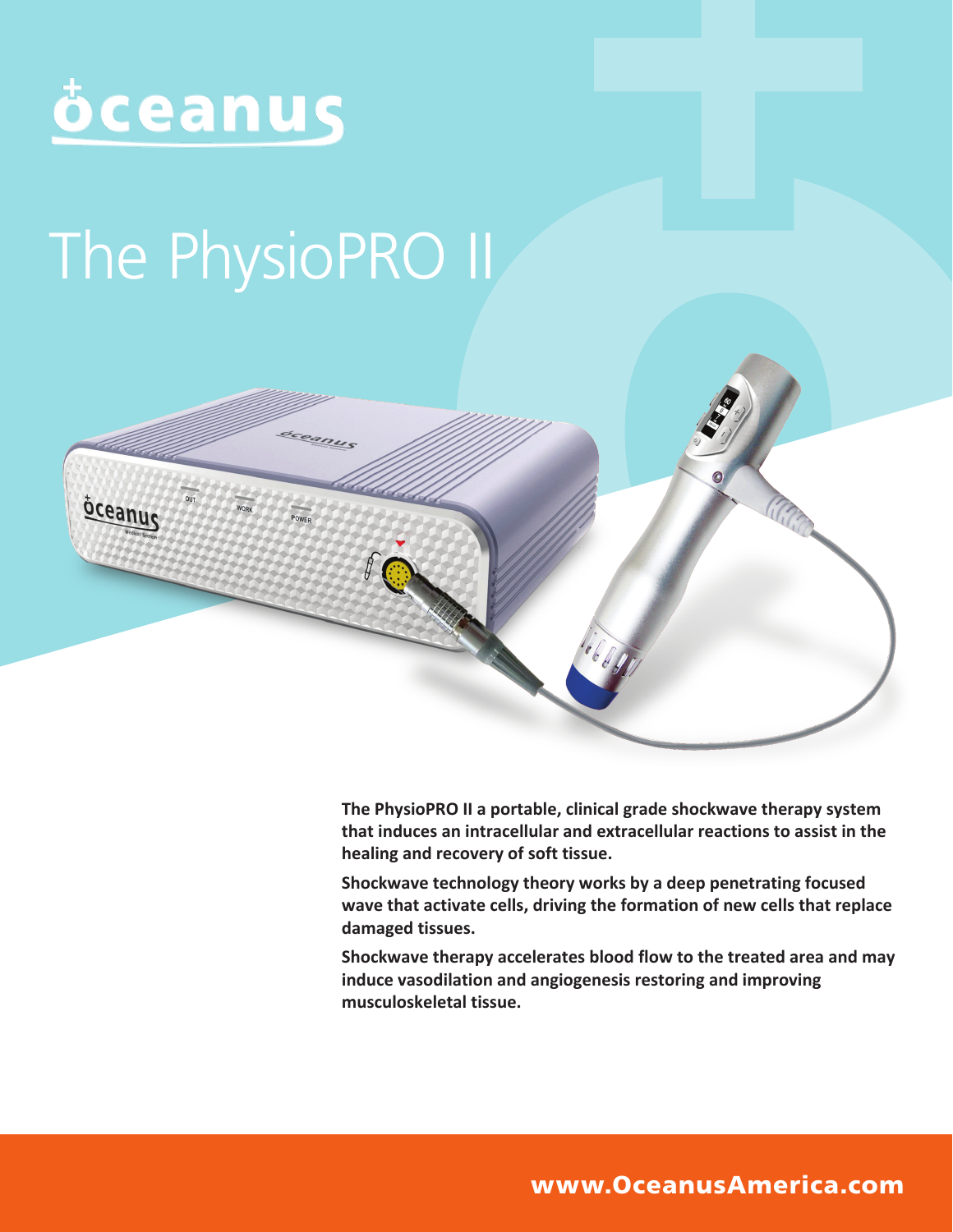öceanus

# The PhysioPRO II

**The PhysioPRO II a portable, clinical grade shockwave therapy system that induces an intracellular and extracellular reactions to assist in the healing and recovery of soft tissue.**

**Shockwave technology theory works by a deep penetrating focused wave that activate cells, driving the formation of new cells that replace damaged tissues.**

**Shockwave therapy accelerates blood flow to the treated area and may induce vasodilation and angiogenesis restoring and improving musculoskeletal tissue.**

**www.OceanusAmerica.com**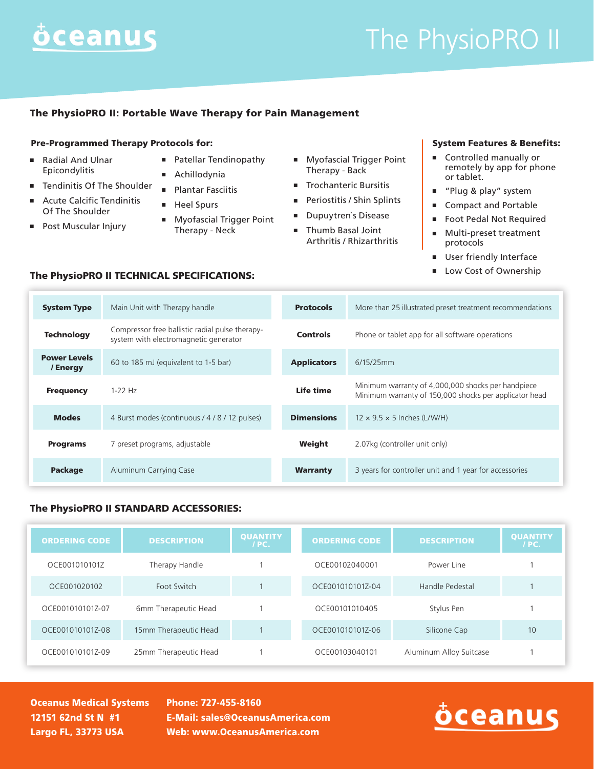# The PhysioPRO II

## The PhysioPRO II: Portable Wave Therapy for Pain Management

### Pre-Programmed Therapy Protocols for:

- Radial And Ulnar Epicondylitis
- Tendinitis Of The Shoulder
- Acute Calcific Tendinitis Of The Shoulder
- Post Muscular Injury
- Patellar Tendinopathy
- Achillodynia
- Plantar Fasciitis
- Heel Spurs
- Myofascial Trigger Point Therapy - Neck
- Myofascial Trigger Point Therapy - Back
- Trochanteric Bursitis
- Periostitis / Shin Splints
- Dupuytren`s Disease
- Thumb Basal Joint Arthritis / Rhizarthritis

### System Features & Benefits:

- Controlled manually or remotely by app for phone or tablet.
- "Plug & play" system
- Compact and Portable
- Foot Pedal Not Required
- Multi-preset treatment protocols
- User friendly Interface
- Low Cost of Ownership

## The PhysioPRO II TECHNICAL SPECIFICATIONS:

| | | | |
|---|---|---|---|
| **System Type** | Main Unit with Therapy handle | **Protocols** | More than 25 illustrated preset treatment recommendations |
| **Technology** | Compressor free ballistic radial pulse therapy-system with electromagnetic generator | **Controls** | Phone or tablet app for all software operations |
| **Power Levels / Energy** | 60 to 185 mJ (equivalent to 1-5 bar) | **Applicators** | 6/15/25mm |
| **Frequency** | 1-22 Hz | **Life time** | Minimum warranty of 4,000,000 shocks per handpiece<br>Minimum warranty of 150,000 shocks per applicator head |
| **Modes** | 4 Burst modes (continuous / 4 / 8 / 12 pulses) | **Dimensions** | 12 × 9.5 × 5 Inches (L/W/H) |
| **Programs** | 7 preset programs, adjustable | **Weight** | 2.07kg (controller unit only) |
| **Package** | Aluminum Carrying Case | **Warranty** | 3 years for controller unit and 1 year for accessories |

## The PhysioPRO II STANDARD ACCESSORIES:

| ORDERING CODE | DESCRIPTION | QUANTITY / PC. | ORDERING CODE | DESCRIPTION | QUANTITY / PC. |
|---|---|---|---|---|---|
| OCE001010101Z | Therapy Handle | 1 | OCE00102040001 | Power Line | 1 |
| OCE001020102 | Foot Switch | 1 | OCE001010101Z-04 | Handle Pedestal | 1 |
| OCE001010101Z-07 | 6mm Therapeutic Head | 1 | OCE00101010405 | Stylus Pen | 1 |
| OCE001010101Z-08 | 15mm Therapeutic Head | 1 | OCE001010101Z-06 | Silicone Cap | 10 |
| OCE001010101Z-09 | 25mm Therapeutic Head | 1 | OCE00103040101 | Aluminum Alloy Suitcase | 1 |

**Oceanus Medical Systems**
**12151 62nd St N #1**
**Largo FL, 33773 USA**

**Phone: 727-455-8160**
**E-Mail: sales@OceanusAmerica.com**
**Web: www.OceanusAmerica.com**